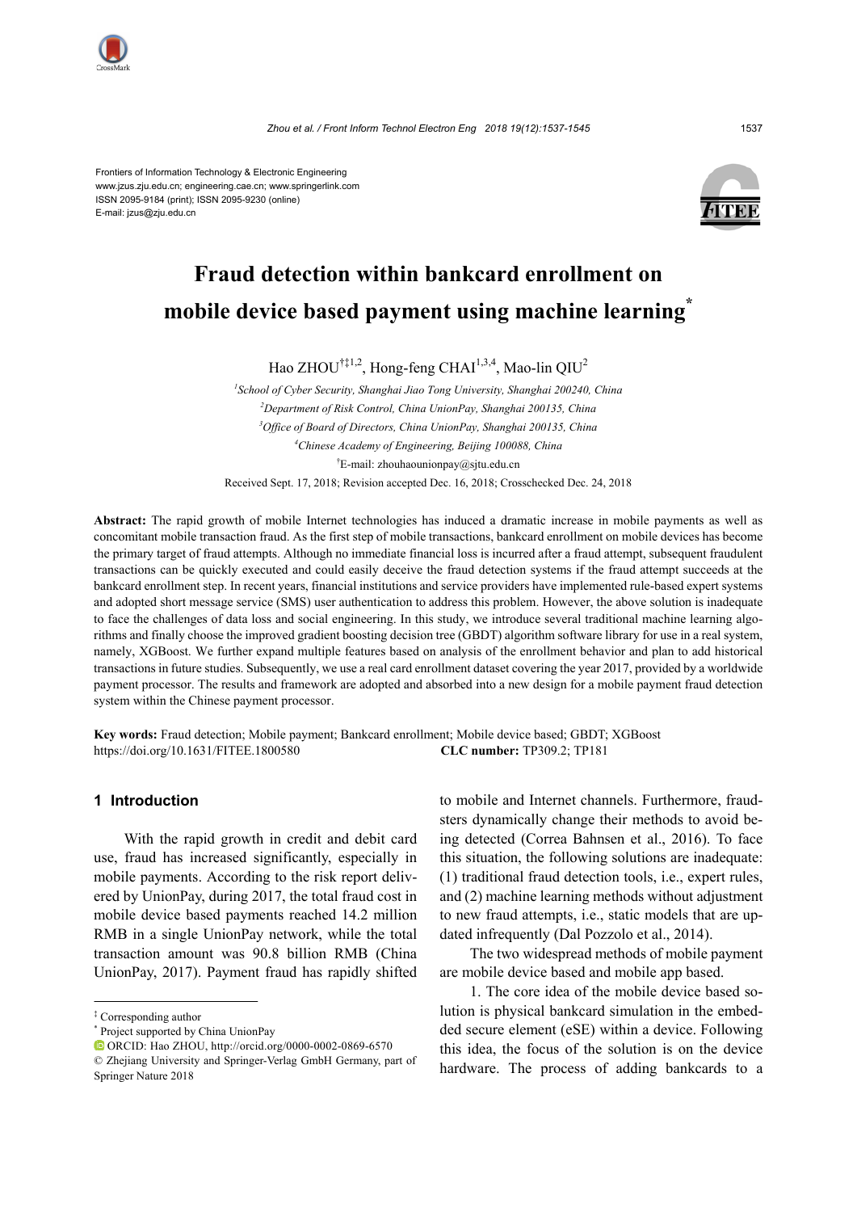Frontiers of Information Technology & Electronic Engineering
www.jzus.zju.edu.cn; engineering.cae.cn; www.springerlink.com
ISSN 2095-9184 (print); ISSN 2095-9230 (online)
E-mail: jzus@zju.edu.cn

# Fraud detection within bankcard enrollment on mobile device based payment using machine learning*

Hao ZHOU[†‡1,2], Hong-feng CHAI[1,3,4], Mao-lin QIU[2]

[1]*School of Cyber Security, Shanghai Jiao Tong University, Shanghai 200240, China*
[2]*Department of Risk Control, China UnionPay, Shanghai 200135, China*
[3]*Office of Board of Directors, China UnionPay, Shanghai 200135, China*
[4]*Chinese Academy of Engineering, Beijing 100088, China*
[†]E-mail: zhouhaounionpay@sjtu.edu.cn

Received Sept. 17, 2018; Revision accepted Dec. 16, 2018; Crosschecked Dec. 24, 2018

**Abstract:** The rapid growth of mobile Internet technologies has induced a dramatic increase in mobile payments as well as concomitant mobile transaction fraud. As the first step of mobile transactions, bankcard enrollment on mobile devices has become the primary target of fraud attempts. Although no immediate financial loss is incurred after a fraud attempt, subsequent fraudulent transactions can be quickly executed and could easily deceive the fraud detection systems if the fraud attempt succeeds at the bankcard enrollment step. In recent years, financial institutions and service providers have implemented rule-based expert systems and adopted short message service (SMS) user authentication to address this problem. However, the above solution is inadequate to face the challenges of data loss and social engineering. In this study, we introduce several traditional machine learning algorithms and finally choose the improved gradient boosting decision tree (GBDT) algorithm software library for use in a real system, namely, XGBoost. We further expand multiple features based on analysis of the enrollment behavior and plan to add historical transactions in future studies. Subsequently, we use a real card enrollment dataset covering the year 2017, provided by a worldwide payment processor. The results and framework are adopted and absorbed into a new design for a mobile payment fraud detection system within the Chinese payment processor.

**Key words:** Fraud detection; Mobile payment; Bankcard enrollment; Mobile device based; GBDT; XGBoost
https://doi.org/10.1631/FITEE.1800580 **CLC number:** TP309.2; TP181

## 1 Introduction

With the rapid growth in credit and debit card use, fraud has increased significantly, especially in mobile payments. According to the risk report delivered by UnionPay, during 2017, the total fraud cost in mobile device based payments reached 14.2 million RMB in a single UnionPay network, while the total transaction amount was 90.8 billion RMB (China UnionPay, 2017). Payment fraud has rapidly shifted to mobile and Internet channels. Furthermore, fraudsters dynamically change their methods to avoid being detected (Correa Bahnsen et al., 2016). To face this situation, the following solutions are inadequate: (1) traditional fraud detection tools, i.e., expert rules, and (2) machine learning methods without adjustment to new fraud attempts, i.e., static models that are updated infrequently (Dal Pozzolo et al., 2014).

The two widespread methods of mobile payment are mobile device based and mobile app based.

1. The core idea of the mobile device based solution is physical bankcard simulation in the embedded secure element (eSE) within a device. Following this idea, the focus of the solution is on the device hardware. The process of adding bankcards to a

---

‡ Corresponding author
\* Project supported by China UnionPay
ORCID: Hao ZHOU, http://orcid.org/0000-0002-0869-6570
© Zhejiang University and Springer-Verlag GmbH Germany, part of Springer Nature 2018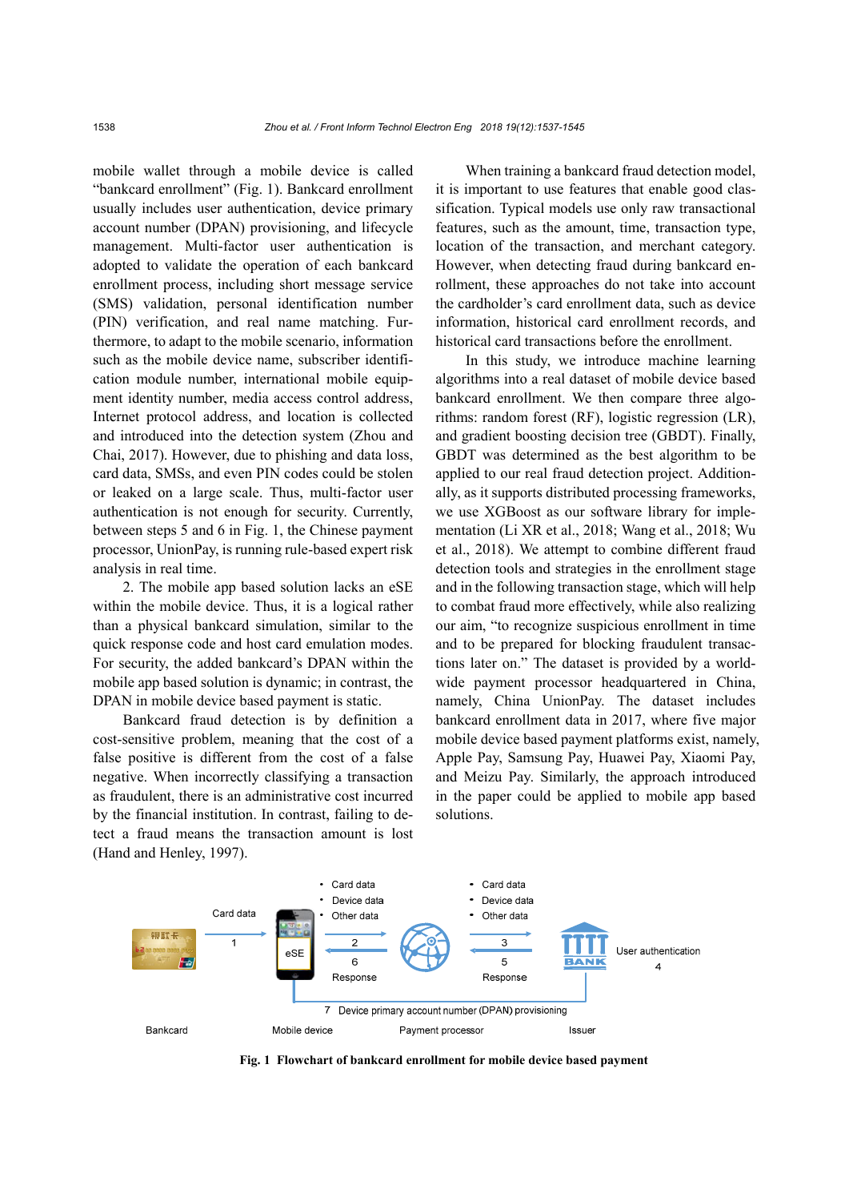mobile wallet through a mobile device is called "bankcard enrollment" (Fig. 1). Bankcard enrollment usually includes user authentication, device primary account number (DPAN) provisioning, and lifecycle management. Multi-factor user authentication is adopted to validate the operation of each bankcard enrollment process, including short message service (SMS) validation, personal identification number (PIN) verification, and real name matching. Furthermore, to adapt to the mobile scenario, information such as the mobile device name, subscriber identification module number, international mobile equipment identity number, media access control address, Internet protocol address, and location is collected and introduced into the detection system (Zhou and Chai, 2017). However, due to phishing and data loss, card data, SMSs, and even PIN codes could be stolen or leaked on a large scale. Thus, multi-factor user authentication is not enough for security. Currently, between steps 5 and 6 in Fig. 1, the Chinese payment processor, UnionPay, is running rule-based expert risk analysis in real time.

2. The mobile app based solution lacks an eSE within the mobile device. Thus, it is a logical rather than a physical bankcard simulation, similar to the quick response code and host card emulation modes. For security, the added bankcard's DPAN within the mobile app based solution is dynamic; in contrast, the DPAN in mobile device based payment is static.

Bankcard fraud detection is by definition a cost-sensitive problem, meaning that the cost of a false positive is different from the cost of a false negative. When incorrectly classifying a transaction as fraudulent, there is an administrative cost incurred by the financial institution. In contrast, failing to detect a fraud means the transaction amount is lost (Hand and Henley, 1997).

When training a bankcard fraud detection model, it is important to use features that enable good classification. Typical models use only raw transactional features, such as the amount, time, transaction type, location of the transaction, and merchant category. However, when detecting fraud during bankcard enrollment, these approaches do not take into account the cardholder's card enrollment data, such as device information, historical card enrollment records, and historical card transactions before the enrollment.

In this study, we introduce machine learning algorithms into a real dataset of mobile device based bankcard enrollment. We then compare three algorithms: random forest (RF), logistic regression (LR), and gradient boosting decision tree (GBDT). Finally, GBDT was determined as the best algorithm to be applied to our real fraud detection project. Additionally, as it supports distributed processing frameworks, we use XGBoost as our software library for implementation (Li XR et al., 2018; Wang et al., 2018; Wu et al., 2018). We attempt to combine different fraud detection tools and strategies in the enrollment stage and in the following transaction stage, which will help to combat fraud more effectively, while also realizing our aim, "to recognize suspicious enrollment in time and to be prepared for blocking fraudulent transactions later on." The dataset is provided by a worldwide payment processor headquartered in China, namely, China UnionPay. The dataset includes bankcard enrollment data in 2017, where five major mobile device based payment platforms exist, namely, Apple Pay, Samsung Pay, Huawei Pay, Xiaomi Pay, and Meizu Pay. Similarly, the approach introduced in the paper could be applied to mobile app based solutions.

Card data
1
eSE
• Card data
• Device data
• Other data
2
6
Response
• Card data
• Device data
• Other data
3
5
Response
User authentication
4
7 Device primary account number (DPAN) provisioning
Bankcard
Mobile device
Payment processor
Issuer

**Fig. 1 Flowchart of bankcard enrollment for mobile device based payment**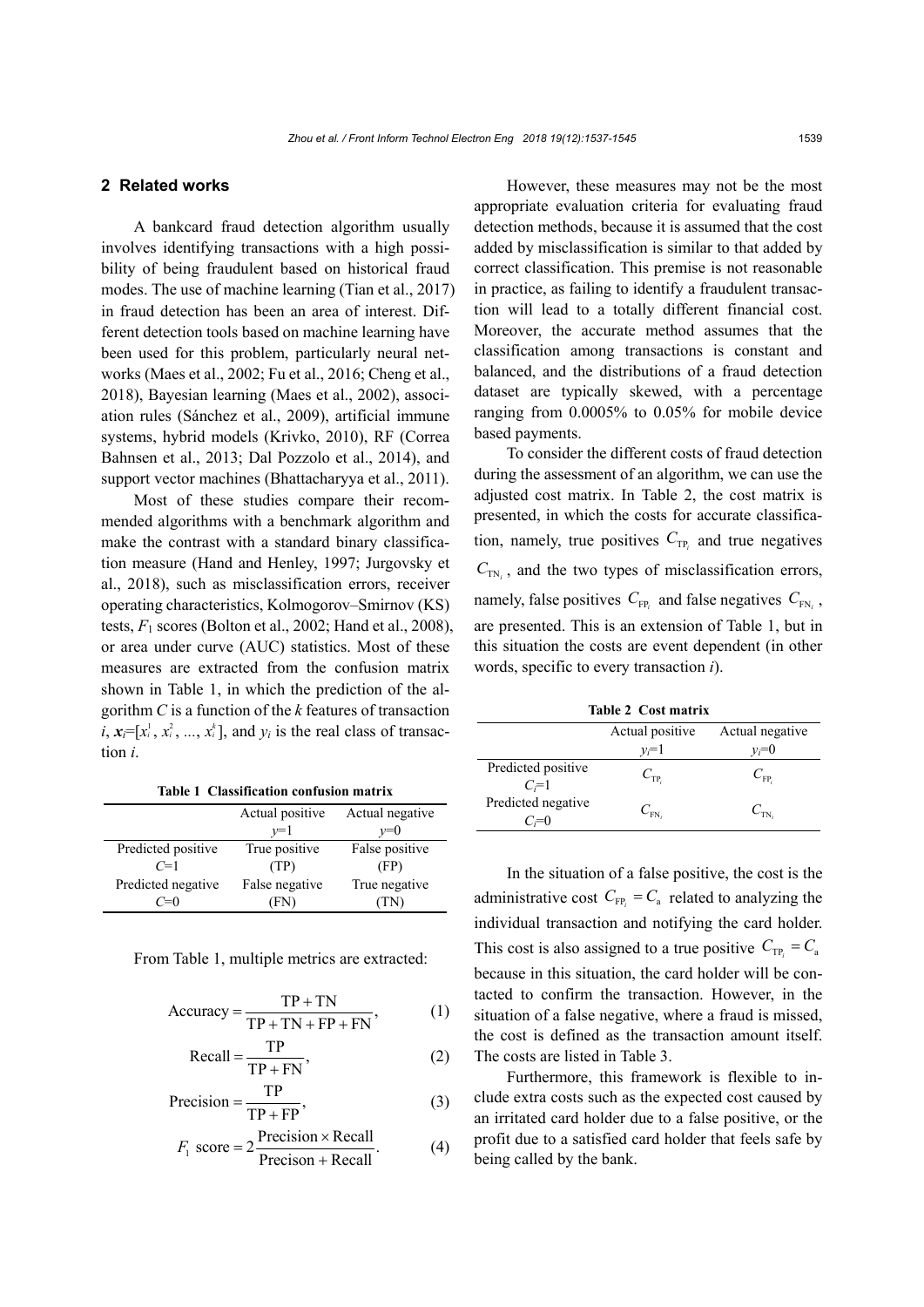## 2 Related works

A bankcard fraud detection algorithm usually involves identifying transactions with a high possibility of being fraudulent based on historical fraud modes. The use of machine learning (Tian et al., 2017) in fraud detection has been an area of interest. Different detection tools based on machine learning have been used for this problem, particularly neural networks (Maes et al., 2002; Fu et al., 2016; Cheng et al., 2018), Bayesian learning (Maes et al., 2002), association rules (Sánchez et al., 2009), artificial immune systems, hybrid models (Krivko, 2010), RF (Correa Bahnsen et al., 2013; Dal Pozzolo et al., 2014), and support vector machines (Bhattacharyya et al., 2011).

Most of these studies compare their recommended algorithms with a benchmark algorithm and make the contrast with a standard binary classification measure (Hand and Henley, 1997; Jurgovsky et al., 2018), such as misclassification errors, receiver operating characteristics, Kolmogorov–Smirnov (KS) tests, $F_1$ scores (Bolton et al., 2002; Hand et al., 2008), or area under curve (AUC) statistics. Most of these measures are extracted from the confusion matrix shown in Table 1, in which the prediction of the algorithm $C$ is a function of the $k$ features of transaction $i$, $\boldsymbol{x}_i=[x_i^1, x_i^2, ..., x_i^k]$, and $y_i$ is the real class of transaction $i$.

**Table 1 Classification confusion matrix**

| | Actual positive $y$=1 | Actual negative $y$=0 |
|---|---|---|
| Predicted positive $C$=1 | True positive (TP) | False positive (FP) |
| Predicted negative $C$=0 | False negative (FN) | True negative (TN) |

From Table 1, multiple metrics are extracted:

$$\text{Accuracy} = \frac{\text{TP} + \text{TN}}{\text{TP} + \text{TN} + \text{FP} + \text{FN}}, \tag{1}$$

$$\text{Recall} = \frac{\text{TP}}{\text{TP} + \text{FN}}, \tag{2}$$

$$\text{Precision} = \frac{\text{TP}}{\text{TP} + \text{FP}}, \tag{3}$$

$$F_1 \text{ score} = 2\frac{\text{Precision} \times \text{Recall}}{\text{Precison} + \text{Recall}}. \tag{4}$$

However, these measures may not be the most appropriate evaluation criteria for evaluating fraud detection methods, because it is assumed that the cost added by misclassification is similar to that added by correct classification. This premise is not reasonable in practice, as failing to identify a fraudulent transaction will lead to a totally different financial cost. Moreover, the accurate method assumes that the classification among transactions is constant and balanced, and the distributions of a fraud detection dataset are typically skewed, with a percentage ranging from 0.0005% to 0.05% for mobile device based payments.

To consider the different costs of fraud detection during the assessment of an algorithm, we can use the adjusted cost matrix. In Table 2, the cost matrix is presented, in which the costs for accurate classification, namely, true positives $C_{\text{TP}_i}$ and true negatives $C_{\text{TN}_i}$, and the two types of misclassification errors, namely, false positives $C_{\text{FP}_i}$ and false negatives $C_{\text{FN}_i}$, are presented. This is an extension of Table 1, but in this situation the costs are event dependent (in other words, specific to every transaction $i$).

**Table 2 Cost matrix**

| | Actual positive $y_i$=1 | Actual negative $y_i$=0 |
|---|---|---|
| Predicted positive $C_i$=1 | $C_{\text{TP}_i}$ | $C_{\text{FP}_i}$ |
| Predicted negative $C_i$=0 | $C_{\text{FN}_i}$ | $C_{\text{TN}_i}$ |

In the situation of a false positive, the cost is the administrative cost $C_{\text{FP}_i} = C_\text{a}$ related to analyzing the individual transaction and notifying the card holder. This cost is also assigned to a true positive $C_{\text{TP}_i} = C_\text{a}$ because in this situation, the card holder will be contacted to confirm the transaction. However, in the situation of a false negative, where a fraud is missed, the cost is defined as the transaction amount itself. The costs are listed in Table 3.

Furthermore, this framework is flexible to include extra costs such as the expected cost caused by an irritated card holder due to a false positive, or the profit due to a satisfied card holder that feels safe by being called by the bank.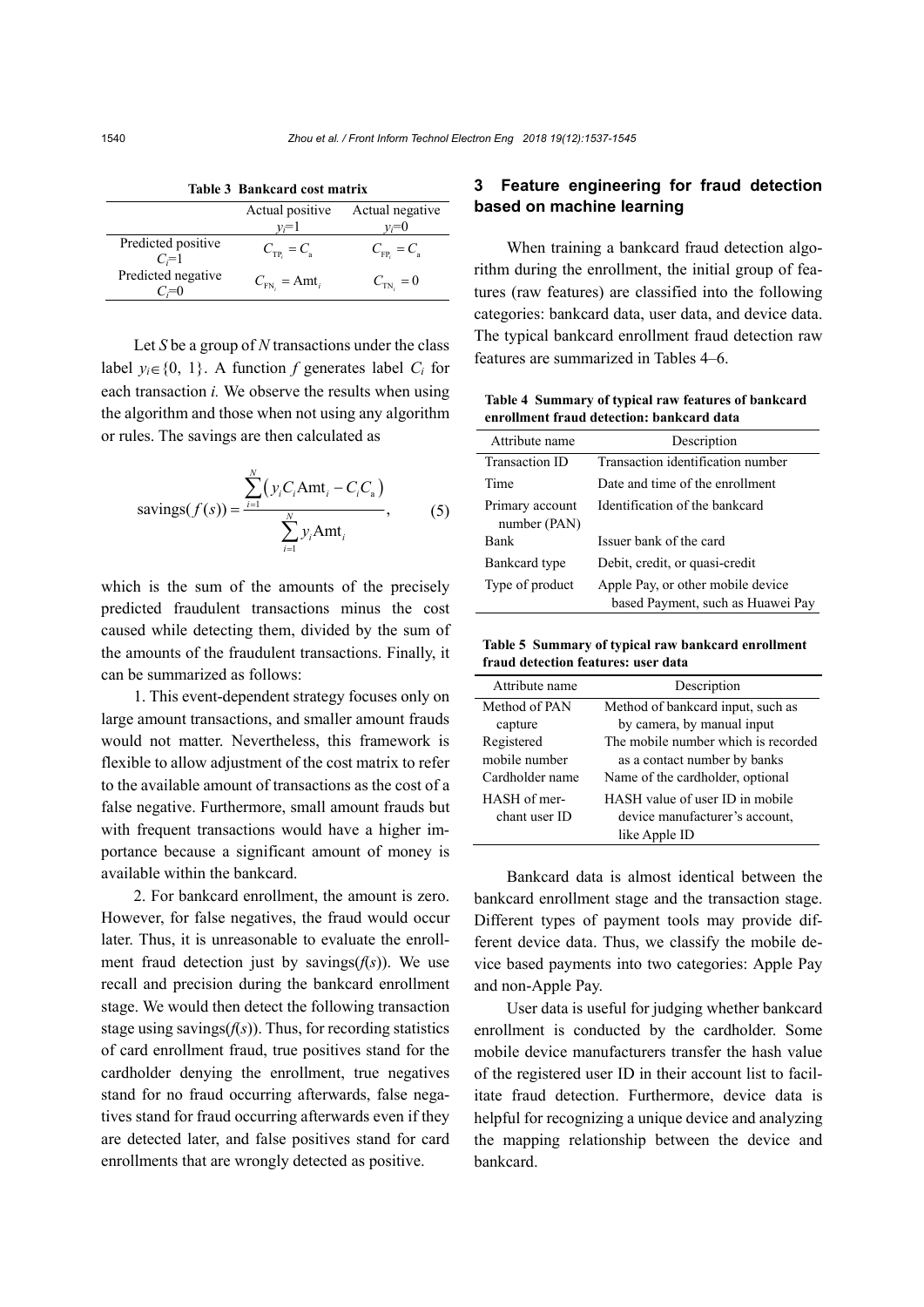**Table 3 Bankcard cost matrix**

| | Actual positive $y_i$=1 | Actual negative $y_i$=0 |
|---|---|---|
| Predicted positive $C_i$=1 | $C_{\mathrm{TP}_i}=C_\mathrm{a}$ | $C_{\mathrm{FP}_i}=C_\mathrm{a}$ |
| Predicted negative $C_i$=0 | $C_{\mathrm{FN}_i}=\mathrm{Amt}_i$ | $C_{\mathrm{TN}_i}=0$ |

Let $S$ be a group of $N$ transactions under the class label $y_i \in \{0, 1\}$. A function $f$ generates label $C_i$ for each transaction $i$. We observe the results when using the algorithm and those when not using any algorithm or rules. The savings are then calculated as

$$\mathrm{savings}(f(s))=\frac{\sum_{i=1}^{N}\left(y_i C_i \mathrm{Amt}_i - C_i C_\mathrm{a}\right)}{\sum_{i=1}^{N} y_i \mathrm{Amt}_i}, \tag{5}$$

which is the sum of the amounts of the precisely predicted fraudulent transactions minus the cost caused while detecting them, divided by the sum of the amounts of the fraudulent transactions. Finally, it can be summarized as follows:

1. This event-dependent strategy focuses only on large amount transactions, and smaller amount frauds would not matter. Nevertheless, this framework is flexible to allow adjustment of the cost matrix to refer to the available amount of transactions as the cost of a false negative. Furthermore, small amount frauds but with frequent transactions would have a higher importance because a significant amount of money is available within the bankcard.

2. For bankcard enrollment, the amount is zero. However, for false negatives, the fraud would occur later. Thus, it is unreasonable to evaluate the enrollment fraud detection just by savings($f(s)$). We use recall and precision during the bankcard enrollment stage. We would then detect the following transaction stage using savings($f(s)$). Thus, for recording statistics of card enrollment fraud, true positives stand for the cardholder denying the enrollment, true negatives stand for no fraud occurring afterwards, false negatives stand for fraud occurring afterwards even if they are detected later, and false positives stand for card enrollments that are wrongly detected as positive.

## 3 Feature engineering for fraud detection based on machine learning

When training a bankcard fraud detection algorithm during the enrollment, the initial group of features (raw features) are classified into the following categories: bankcard data, user data, and device data. The typical bankcard enrollment fraud detection raw features are summarized in Tables 4–6.

**Table 4 Summary of typical raw features of bankcard enrollment fraud detection: bankcard data**

| Attribute name | Description |
|---|---|
| Transaction ID | Transaction identification number |
| Time | Date and time of the enrollment |
| Primary account number (PAN) | Identification of the bankcard |
| Bank | Issuer bank of the card |
| Bankcard type | Debit, credit, or quasi-credit |
| Type of product | Apple Pay, or other mobile device based Payment, such as Huawei Pay |

**Table 5 Summary of typical raw bankcard enrollment fraud detection features: user data**

| Attribute name | Description |
|---|---|
| Method of PAN capture | Method of bankcard input, such as by camera, by manual input |
| Registered mobile number | The mobile number which is recorded as a contact number by banks |
| Cardholder name | Name of the cardholder, optional |
| HASH of merchant user ID | HASH value of user ID in mobile device manufacturer's account, like Apple ID |

Bankcard data is almost identical between the bankcard enrollment stage and the transaction stage. Different types of payment tools may provide different device data. Thus, we classify the mobile device based payments into two categories: Apple Pay and non-Apple Pay.

User data is useful for judging whether bankcard enrollment is conducted by the cardholder. Some mobile device manufacturers transfer the hash value of the registered user ID in their account list to facilitate fraud detection. Furthermore, device data is helpful for recognizing a unique device and analyzing the mapping relationship between the device and bankcard.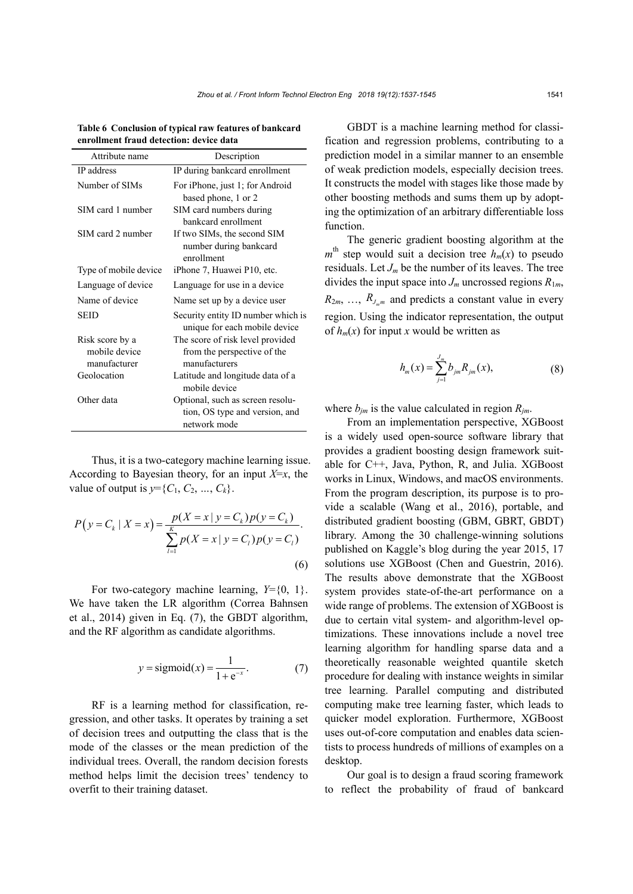**Table 6 Conclusion of typical raw features of bankcard enrollment fraud detection: device data**

| Attribute name | Description |
|---|---|
| IP address | IP during bankcard enrollment |
| Number of SIMs | For iPhone, just 1; for Android based phone, 1 or 2 |
| SIM card 1 number | SIM card numbers during bankcard enrollment |
| SIM card 2 number | If two SIMs, the second SIM number during bankcard enrollment |
| Type of mobile device | iPhone 7, Huawei P10, etc. |
| Language of device | Language for use in a device |
| Name of device | Name set up by a device user |
| SEID | Security entity ID number which is unique for each mobile device |
| Risk score by a mobile device manufacturer | The score of risk level provided from the perspective of the manufacturers |
| Geolocation | Latitude and longitude data of a mobile device |
| Other data | Optional, such as screen resolution, OS type and version, and network mode |

Thus, it is a two-category machine learning issue. According to Bayesian theory, for an input $X$=$x$, the value of output is $y$={$C_1$, $C_2$, …, $C_k$}.

$$P\left(y=C_k \mid X=x\right)=\frac{p(X=x \mid y=C_k)p(y=C_k)}{\sum_{l=1}^{K} p(X=x \mid y=C_l)p(y=C_l)}. \tag{6}$$

For two-category machine learning, $Y$={0, 1}. We have taken the LR algorithm (Correa Bahnsen et al., 2014) given in Eq. (7), the GBDT algorithm, and the RF algorithm as candidate algorithms.

$$y=\text{sigmoid}(x)=\frac{1}{1+\mathrm{e}^{-x}}. \tag{7}$$

RF is a learning method for classification, regression, and other tasks. It operates by training a set of decision trees and outputting the class that is the mode of the classes or the mean prediction of the individual trees. Overall, the random decision forests method helps limit the decision trees' tendency to overfit to their training dataset.

GBDT is a machine learning method for classification and regression problems, contributing to a prediction model in a similar manner to an ensemble of weak prediction models, especially decision trees. It constructs the model with stages like those made by other boosting methods and sums them up by adopting the optimization of an arbitrary differentiable loss function.

The generic gradient boosting algorithm at the $m^{\text{th}}$ step would suit a decision tree $h_m(x)$ to pseudo residuals. Let $J_m$ be the number of its leaves. The tree divides the input space into $J_m$ uncrossed regions $R_{1m}$, $R_{2m}$, …, $R_{J_m m}$ and predicts a constant value in every region. Using the indicator representation, the output of $h_m(x)$ for input $x$ would be written as

$$h_m(x)=\sum_{j=1}^{J_m} b_{jm} R_{jm}(x), \tag{8}$$

where $b_{jm}$ is the value calculated in region $R_{jm}$.

From an implementation perspective, XGBoost is a widely used open-source software library that provides a gradient boosting design framework suitable for C++, Java, Python, R, and Julia. XGBoost works in Linux, Windows, and macOS environments. From the program description, its purpose is to provide a scalable (Wang et al., 2016), portable, and distributed gradient boosting (GBM, GBRT, GBDT) library. Among the 30 challenge-winning solutions published on Kaggle's blog during the year 2015, 17 solutions use XGBoost (Chen and Guestrin, 2016). The results above demonstrate that the XGBoost system provides state-of-the-art performance on a wide range of problems. The extension of XGBoost is due to certain vital system- and algorithm-level optimizations. These innovations include a novel tree learning algorithm for handling sparse data and a theoretically reasonable weighted quantile sketch procedure for dealing with instance weights in similar tree learning. Parallel computing and distributed computing make tree learning faster, which leads to quicker model exploration. Furthermore, XGBoost uses out-of-core computation and enables data scientists to process hundreds of millions of examples on a desktop.

Our goal is to design a fraud scoring framework to reflect the probability of fraud of bankcard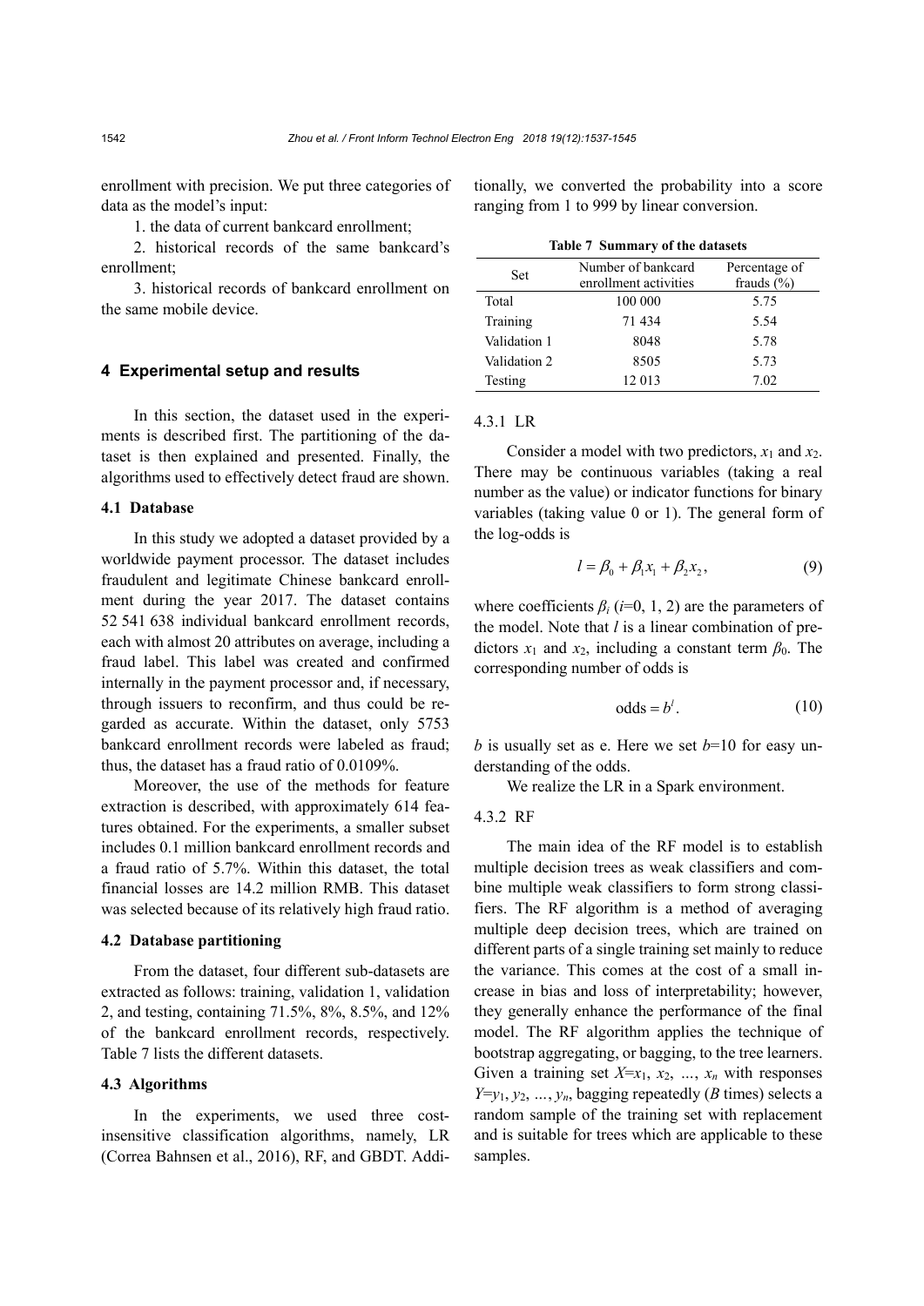enrollment with precision. We put three categories of data as the model's input:

1. the data of current bankcard enrollment;
2. historical records of the same bankcard's enrollment;
3. historical records of bankcard enrollment on the same mobile device.

## 4 Experimental setup and results

In this section, the dataset used in the experiments is described first. The partitioning of the dataset is then explained and presented. Finally, the algorithms used to effectively detect fraud are shown.

### 4.1 Database

In this study we adopted a dataset provided by a worldwide payment processor. The dataset includes fraudulent and legitimate Chinese bankcard enrollment during the year 2017. The dataset contains 52 541 638 individual bankcard enrollment records, each with almost 20 attributes on average, including a fraud label. This label was created and confirmed internally in the payment processor and, if necessary, through issuers to reconfirm, and thus could be regarded as accurate. Within the dataset, only 5753 bankcard enrollment records were labeled as fraud; thus, the dataset has a fraud ratio of 0.0109%.

Moreover, the use of the methods for feature extraction is described, with approximately 614 features obtained. For the experiments, a smaller subset includes 0.1 million bankcard enrollment records and a fraud ratio of 5.7%. Within this dataset, the total financial losses are 14.2 million RMB. This dataset was selected because of its relatively high fraud ratio.

### 4.2 Database partitioning

From the dataset, four different sub-datasets are extracted as follows: training, validation 1, validation 2, and testing, containing 71.5%, 8%, 8.5%, and 12% of the bankcard enrollment records, respectively. Table 7 lists the different datasets.

### 4.3 Algorithms

In the experiments, we used three cost-insensitive classification algorithms, namely, LR (Correa Bahnsen et al., 2016), RF, and GBDT. Additionally, we converted the probability into a score ranging from 1 to 999 by linear conversion.

**Table 7 Summary of the datasets**

| Set | Number of bankcard enrollment activities | Percentage of frauds (%) |
|---|---|---|
| Total | 100 000 | 5.75 |
| Training | 71 434 | 5.54 |
| Validation 1 | 8048 | 5.78 |
| Validation 2 | 8505 | 5.73 |
| Testing | 12 013 | 7.02 |

#### 4.3.1 LR

Consider a model with two predictors, $x_1$ and $x_2$. There may be continuous variables (taking a real number as the value) or indicator functions for binary variables (taking value 0 or 1). The general form of the log-odds is

$$l = \beta_0 + \beta_1 x_1 + \beta_2 x_2, \tag{9}$$

where coefficients $\beta_i$ ($i$=0, 1, 2) are the parameters of the model. Note that $l$ is a linear combination of predictors $x_1$ and $x_2$, including a constant term $\beta_0$. The corresponding number of odds is

$$\text{odds} = b^l. \tag{10}$$

$b$ is usually set as e. Here we set $b$=10 for easy understanding of the odds.

We realize the LR in a Spark environment.

#### 4.3.2 RF

The main idea of the RF model is to establish multiple decision trees as weak classifiers and combine multiple weak classifiers to form strong classifiers. The RF algorithm is a method of averaging multiple deep decision trees, which are trained on different parts of a single training set mainly to reduce the variance. This comes at the cost of a small increase in bias and loss of interpretability; however, they generally enhance the performance of the final model. The RF algorithm applies the technique of bootstrap aggregating, or bagging, to the tree learners. Given a training set $X$=$x_1$, $x_2$, …, $x_n$ with responses $Y$=$y_1$, $y_2$, …, $y_n$, bagging repeatedly ($B$ times) selects a random sample of the training set with replacement and is suitable for trees which are applicable to these samples.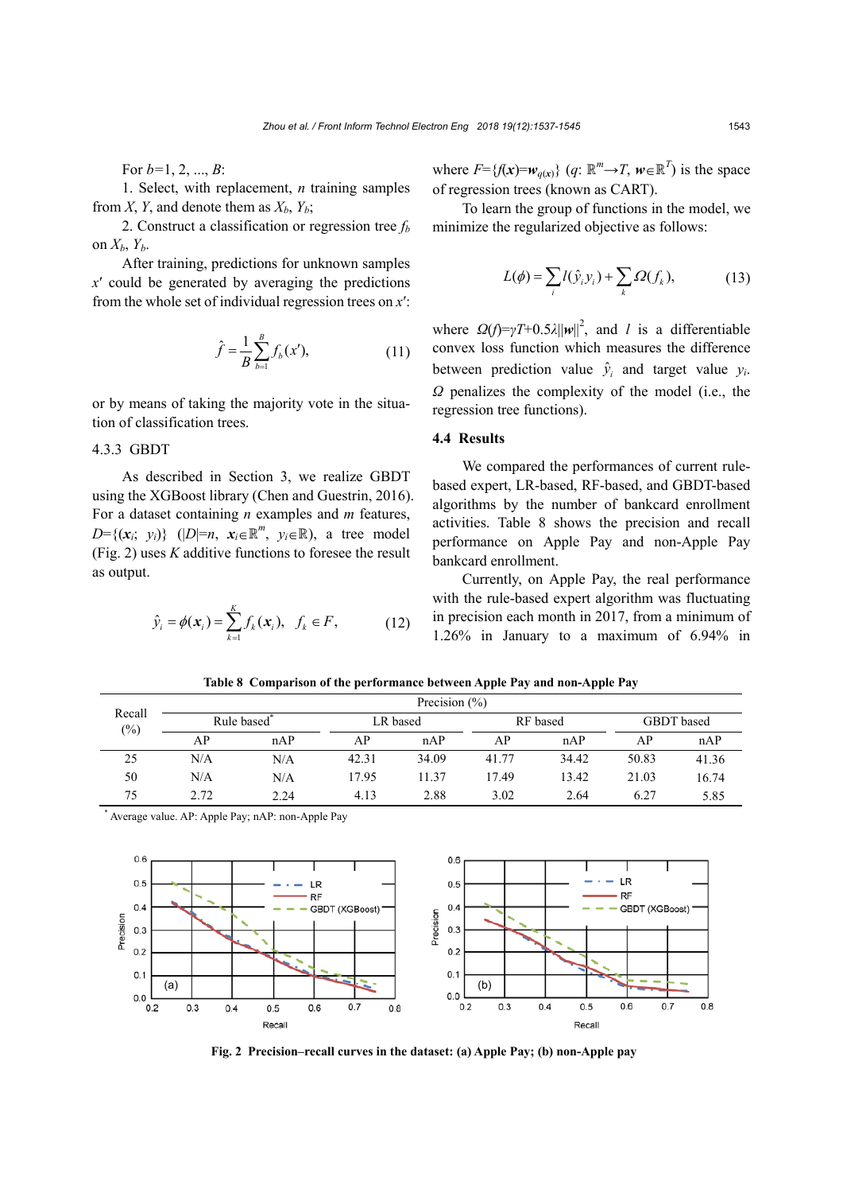For $b$=1, 2, ..., $B$:

1. Select, with replacement, $n$ training samples from $X$, $Y$, and denote them as $X_b$, $Y_b$;

2. Construct a classification or regression tree $f_b$ on $X_b$, $Y_b$.

After training, predictions for unknown samples $x'$ could be generated by averaging the predictions from the whole set of individual regression trees on $x'$:

$$\hat{f} = \frac{1}{B}\sum_{b=1}^{B} f_b(x'), \tag{11}$$

or by means of taking the majority vote in the situation of classification trees.

### 4.3.3 GBDT

As described in Section 3, we realize GBDT using the XGBoost library (Chen and Guestrin, 2016). For a dataset containing $n$ examples and $m$ features, $D=\{(\boldsymbol{x}_i;\ y_i)\}$ $(|D|=n,\ \boldsymbol{x}_i\in\mathbb{R}^m,\ y_i\in\mathbb{R})$, a tree model (Fig. 2) uses $K$ additive functions to foresee the result as output.

$$\hat{y}_i = \phi(\boldsymbol{x}_i) = \sum_{k=1}^{K} f_k(\boldsymbol{x}_i),\quad f_k \in F, \tag{12}$$

where $F=\{f(\boldsymbol{x})=\boldsymbol{w}_{q(\boldsymbol{x})}\}$ $(q: \mathbb{R}^m\rightarrow T,\ \boldsymbol{w}\in\mathbb{R}^T)$ is the space of regression trees (known as CART).

To learn the group of functions in the model, we minimize the regularized objective as follows:

$$L(\phi) = \sum_i l(\hat{y}_i, y_i) + \sum_k \Omega(f_k), \tag{13}$$

where $\Omega(f)=\gamma T+0.5\lambda\|\boldsymbol{w}\|^2$, and $l$ is a differentiable convex loss function which measures the difference between prediction value $\hat{y}_i$ and target value $y_i$. $\Omega$ penalizes the complexity of the model (i.e., the regression tree functions).

## 4.4 Results

We compared the performances of current rule-based expert, LR-based, RF-based, and GBDT-based algorithms by the number of bankcard enrollment activities. Table 8 shows the precision and recall performance on Apple Pay and non-Apple Pay bankcard enrollment.

Currently, on Apple Pay, the real performance with the rule-based expert algorithm was fluctuating in precision each month in 2017, from a minimum of 1.26% in January to a maximum of 6.94% in

**Table 8 Comparison of the performance between Apple Pay and non-Apple Pay**

| Recall (%) | Precision (%) | | | | | | | |
|---|---|---|---|---|---|---|---|---|
| | Rule based* | | LR based | | RF based | | GBDT based | |
| | AP | nAP | AP | nAP | AP | nAP | AP | nAP |
| 25 | N/A | N/A | 42.31 | 34.09 | 41.77 | 34.42 | 50.83 | 41.36 |
| 50 | N/A | N/A | 17.95 | 11.37 | 17.49 | 13.42 | 21.03 | 16.74 |
| 75 | 2.72 | 2.24 | 4.13 | 2.88 | 3.02 | 2.64 | 6.27 | 5.85 |

* Average value. AP: Apple Pay; nAP: non-Apple Pay

**Fig. 2 Precision–recall curves in the dataset: (a) Apple Pay; (b) non-Apple pay**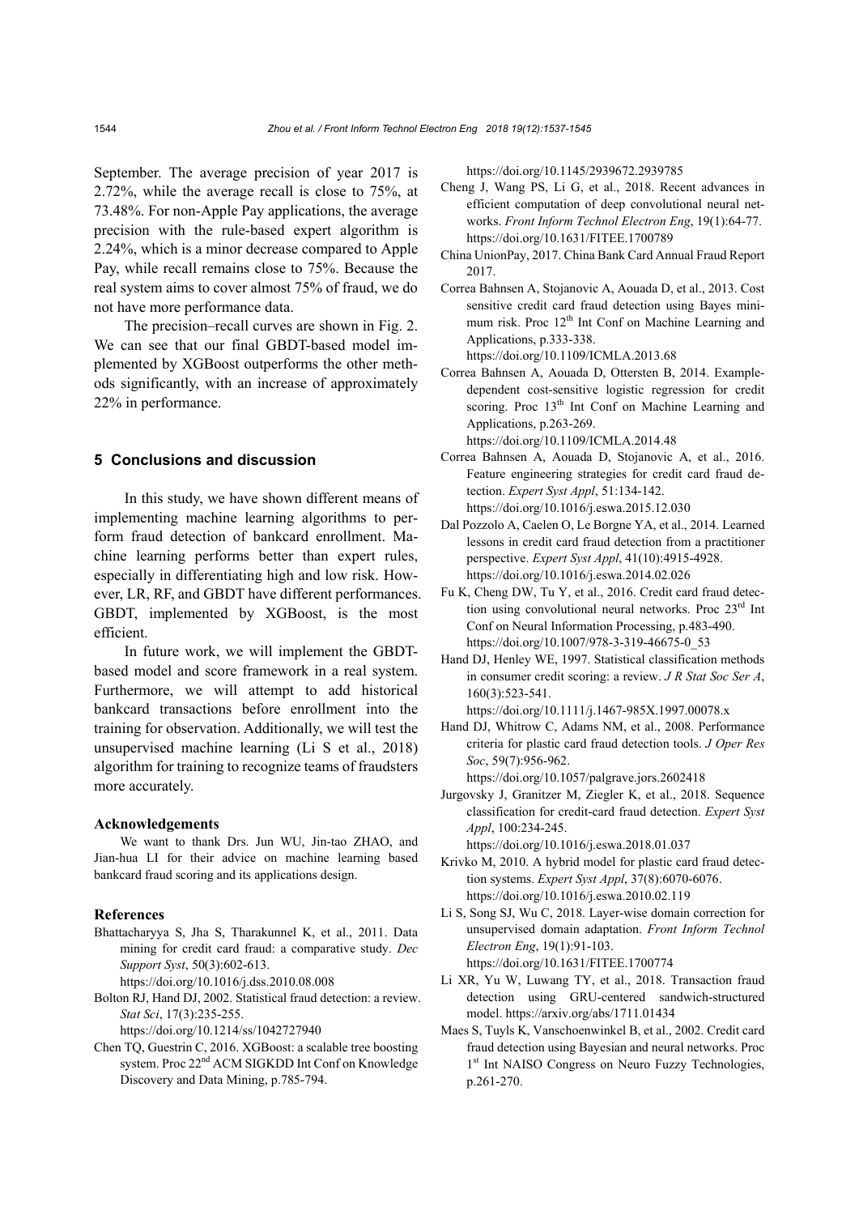September. The average precision of year 2017 is 2.72%, while the average recall is close to 75%, at 73.48%. For non-Apple Pay applications, the average precision with the rule-based expert algorithm is 2.24%, which is a minor decrease compared to Apple Pay, while recall remains close to 75%. Because the real system aims to cover almost 75% of fraud, we do not have more performance data.

The precision–recall curves are shown in Fig. 2. We can see that our final GBDT-based model implemented by XGBoost outperforms the other methods significantly, with an increase of approximately 22% in performance.

## 5 Conclusions and discussion

In this study, we have shown different means of implementing machine learning algorithms to perform fraud detection of bankcard enrollment. Machine learning performs better than expert rules, especially in differentiating high and low risk. However, LR, RF, and GBDT have different performances. GBDT, implemented by XGBoost, is the most efficient.

In future work, we will implement the GBDT-based model and score framework in a real system. Furthermore, we will attempt to add historical bankcard transactions before enrollment into the training for observation. Additionally, we will test the unsupervised machine learning (Li S et al., 2018) algorithm for training to recognize teams of fraudsters more accurately.

### Acknowledgements

We want to thank Drs. Jun WU, Jin-tao ZHAO, and Jian-hua LI for their advice on machine learning based bankcard fraud scoring and its applications design.

### References

Bhattacharyya S, Jha S, Tharakunnel K, et al., 2011. Data mining for credit card fraud: a comparative study. *Dec Support Syst*, 50(3):602-613. https://doi.org/10.1016/j.dss.2010.08.008

Bolton RJ, Hand DJ, 2002. Statistical fraud detection: a review. *Stat Sci*, 17(3):235-255. https://doi.org/10.1214/ss/1042727940

Chen TQ, Guestrin C, 2016. XGBoost: a scalable tree boosting system. Proc 22nd ACM SIGKDD Int Conf on Knowledge Discovery and Data Mining, p.785-794. https://doi.org/10.1145/2939672.2939785

Cheng J, Wang PS, Li G, et al., 2018. Recent advances in efficient computation of deep convolutional neural networks. *Front Inform Technol Electron Eng*, 19(1):64-77. https://doi.org/10.1631/FITEE.1700789

China UnionPay, 2017. China Bank Card Annual Fraud Report 2017.

Correa Bahnsen A, Stojanovic A, Aouada D, et al., 2013. Cost sensitive credit card fraud detection using Bayes minimum risk. Proc 12th Int Conf on Machine Learning and Applications, p.333-338. https://doi.org/10.1109/ICMLA.2013.68

Correa Bahnsen A, Aouada D, Ottersten B, 2014. Example-dependent cost-sensitive logistic regression for credit scoring. Proc 13th Int Conf on Machine Learning and Applications, p.263-269. https://doi.org/10.1109/ICMLA.2014.48

Correa Bahnsen A, Aouada D, Stojanovic A, et al., 2016. Feature engineering strategies for credit card fraud detection. *Expert Syst Appl*, 51:134-142. https://doi.org/10.1016/j.eswa.2015.12.030

Dal Pozzolo A, Caelen O, Le Borgne YA, et al., 2014. Learned lessons in credit card fraud detection from a practitioner perspective. *Expert Syst Appl*, 41(10):4915-4928. https://doi.org/10.1016/j.eswa.2014.02.026

Fu K, Cheng DW, Tu Y, et al., 2016. Credit card fraud detection using convolutional neural networks. Proc 23rd Int Conf on Neural Information Processing, p.483-490. https://doi.org/10.1007/978-3-319-46675-0_53

Hand DJ, Henley WE, 1997. Statistical classification methods in consumer credit scoring: a review. *J R Stat Soc Ser A*, 160(3):523-541. https://doi.org/10.1111/j.1467-985X.1997.00078.x

Hand DJ, Whitrow C, Adams NM, et al., 2008. Performance criteria for plastic card fraud detection tools. *J Oper Res Soc*, 59(7):956-962. https://doi.org/10.1057/palgrave.jors.2602418

Jurgovsky J, Granitzer M, Ziegler K, et al., 2018. Sequence classification for credit-card fraud detection. *Expert Syst Appl*, 100:234-245. https://doi.org/10.1016/j.eswa.2018.01.037

Krivko M, 2010. A hybrid model for plastic card fraud detection systems. *Expert Syst Appl*, 37(8):6070-6076. https://doi.org/10.1016/j.eswa.2010.02.119

Li S, Song SJ, Wu C, 2018. Layer-wise domain correction for unsupervised domain adaptation. *Front Inform Technol Electron Eng*, 19(1):91-103. https://doi.org/10.1631/FITEE.1700774

Li XR, Yu W, Luwang TY, et al., 2018. Transaction fraud detection using GRU-centered sandwich-structured model. https://arxiv.org/abs/1711.01434

Maes S, Tuyls K, Vanschoenwinkel B, et al., 2002. Credit card fraud detection using Bayesian and neural networks. Proc 1st Int NAISO Congress on Neuro Fuzzy Technologies, p.261-270.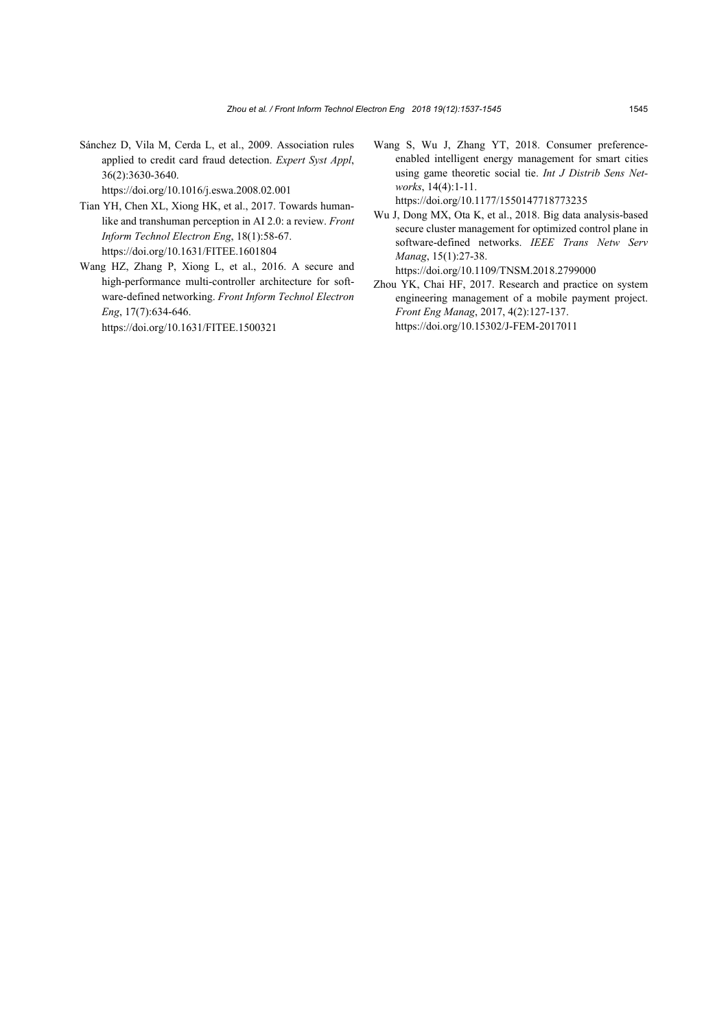Sánchez D, Vila M, Cerda L, et al., 2009. Association rules applied to credit card fraud detection. *Expert Syst Appl*, 36(2):3630-3640.
https://doi.org/10.1016/j.eswa.2008.02.001

Tian YH, Chen XL, Xiong HK, et al., 2017. Towards human-like and transhuman perception in AI 2.0: a review. *Front Inform Technol Electron Eng*, 18(1):58-67.
https://doi.org/10.1631/FITEE.1601804

Wang HZ, Zhang P, Xiong L, et al., 2016. A secure and high-performance multi-controller architecture for software-defined networking. *Front Inform Technol Electron Eng*, 17(7):634-646.
https://doi.org/10.1631/FITEE.1500321

Wang S, Wu J, Zhang YT, 2018. Consumer preference-enabled intelligent energy management for smart cities using game theoretic social tie. *Int J Distrib Sens Networks*, 14(4):1-11.
https://doi.org/10.1177/1550147718773235

Wu J, Dong MX, Ota K, et al., 2018. Big data analysis-based secure cluster management for optimized control plane in software-defined networks. *IEEE Trans Netw Serv Manag*, 15(1):27-38.
https://doi.org/10.1109/TNSM.2018.2799000

Zhou YK, Chai HF, 2017. Research and practice on system engineering management of a mobile payment project. *Front Eng Manag*, 2017, 4(2):127-137.
https://doi.org/10.15302/J-FEM-2017011